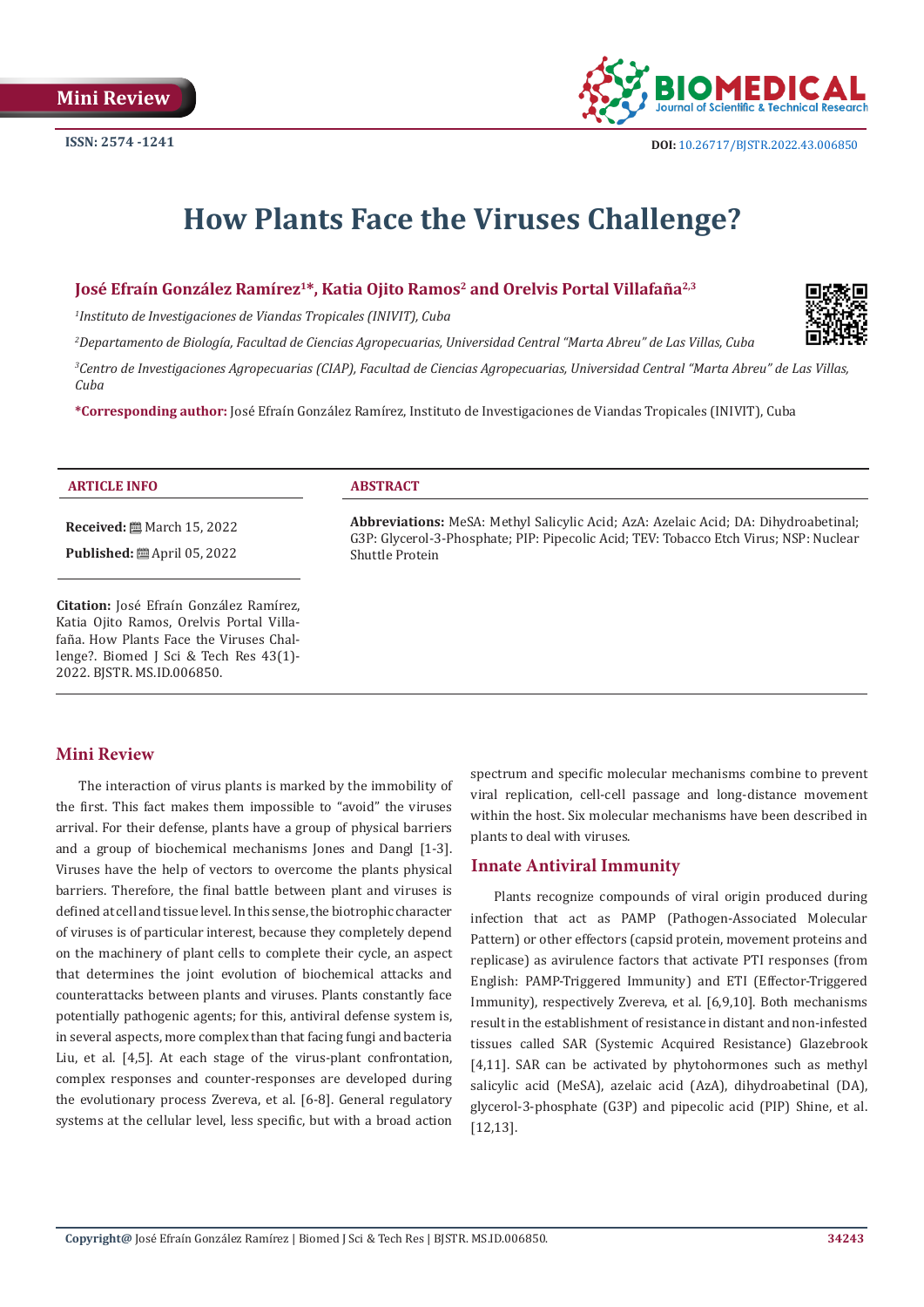Mini Review

ISSN: 2574 -1241

DOI: 10.26717/BJSTR.2022.43.006850

# How Plants Face the Viruses Challenge?

**José Efraín González Ramírez[1]\*, Katia Ojito Ramos[2] and Orelvis Portal Villafaña[2,3]**

[1]*Instituto de Investigaciones de Viandas Tropicales (INIVIT), Cuba*

[2]*Departamento de Biología, Facultad de Ciencias Agropecuarias, Universidad Central "Marta Abreu" de Las Villas, Cuba*

[3]*Centro de Investigaciones Agropecuarias (CIAP), Facultad de Ciencias Agropecuarias, Universidad Central "Marta Abreu" de Las Villas, Cuba*

**\*Corresponding author:** José Efraín González Ramírez, Instituto de Investigaciones de Viandas Tropicales (INIVIT), Cuba

**ARTICLE INFO**

**Received:** March 15, 2022

**Published:** April 05, 2022

**Citation:** José Efraín González Ramírez, Katia Ojito Ramos, Orelvis Portal Villafaña. How Plants Face the Viruses Challenge?. Biomed J Sci & Tech Res 43(1)-2022. BJSTR. MS.ID.006850.

**ABSTRACT**

**Abbreviations:** MeSA: Methyl Salicylic Acid; AzA: Azelaic Acid; DA: Dihydroabetinal; G3P: Glycerol-3-Phosphate; PIP: Pipecolic Acid; TEV: Tobacco Etch Virus; NSP: Nuclear Shuttle Protein

## Mini Review

The interaction of virus plants is marked by the immobility of the first. This fact makes them impossible to "avoid" the viruses arrival. For their defense, plants have a group of physical barriers and a group of biochemical mechanisms Jones and Dangl [1-3]. Viruses have the help of vectors to overcome the plants physical barriers. Therefore, the final battle between plant and viruses is defined at cell and tissue level. In this sense, the biotrophic character of viruses is of particular interest, because they completely depend on the machinery of plant cells to complete their cycle, an aspect that determines the joint evolution of biochemical attacks and counterattacks between plants and viruses. Plants constantly face potentially pathogenic agents; for this, antiviral defense system is, in several aspects, more complex than that facing fungi and bacteria Liu, et al. [4,5]. At each stage of the virus-plant confrontation, complex responses and counter-responses are developed during the evolutionary process Zvereva, et al. [6-8]. General regulatory systems at the cellular level, less specific, but with a broad action spectrum and specific molecular mechanisms combine to prevent viral replication, cell-cell passage and long-distance movement within the host. Six molecular mechanisms have been described in plants to deal with viruses.

## Innate Antiviral Immunity

Plants recognize compounds of viral origin produced during infection that act as PAMP (Pathogen-Associated Molecular Pattern) or other effectors (capsid protein, movement proteins and replicase) as avirulence factors that activate PTI responses (from English: PAMP-Triggered Immunity) and ETI (Effector-Triggered Immunity), respectively Zvereva, et al. [6,9,10]. Both mechanisms result in the establishment of resistance in distant and non-infested tissues called SAR (Systemic Acquired Resistance) Glazebrook [4,11]. SAR can be activated by phytohormones such as methyl salicylic acid (MeSA), azelaic acid (AzA), dihydroabetinal (DA), glycerol-3-phosphate (G3P) and pipecolic acid (PIP) Shine, et al. [12,13].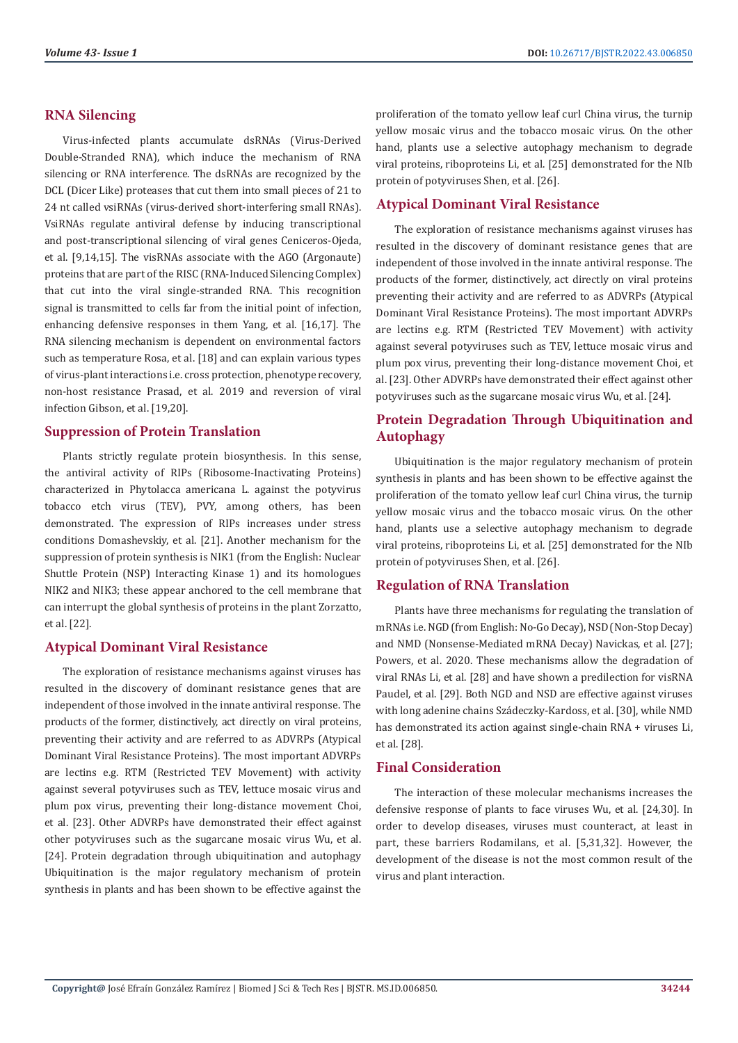## RNA Silencing

Virus-infected plants accumulate dsRNAs (Virus-Derived Double-Stranded RNA), which induce the mechanism of RNA silencing or RNA interference. The dsRNAs are recognized by the DCL (Dicer Like) proteases that cut them into small pieces of 21 to 24 nt called vsiRNAs (virus-derived short-interfering small RNAs). VsiRNAs regulate antiviral defense by inducing transcriptional and post-transcriptional silencing of viral genes Ceniceros-Ojeda, et al. [9,14,15]. The visRNAs associate with the AGO (Argonaute) proteins that are part of the RISC (RNA-Induced Silencing Complex) that cut into the viral single-stranded RNA. This recognition signal is transmitted to cells far from the initial point of infection, enhancing defensive responses in them Yang, et al. [16,17]. The RNA silencing mechanism is dependent on environmental factors such as temperature Rosa, et al. [18] and can explain various types of virus-plant interactions i.e. cross protection, phenotype recovery, non-host resistance Prasad, et al. 2019 and reversion of viral infection Gibson, et al. [19,20].

## Suppression of Protein Translation

Plants strictly regulate protein biosynthesis. In this sense, the antiviral activity of RIPs (Ribosome-Inactivating Proteins) characterized in Phytolacca americana L. against the potyvirus tobacco etch virus (TEV), PVY, among others, has been demonstrated. The expression of RIPs increases under stress conditions Domashevskiy, et al. [21]. Another mechanism for the suppression of protein synthesis is NIK1 (from the English: Nuclear Shuttle Protein (NSP) Interacting Kinase 1) and its homologues NIK2 and NIK3; these appear anchored to the cell membrane that can interrupt the global synthesis of proteins in the plant Zorzatto, et al. [22].

## Atypical Dominant Viral Resistance

The exploration of resistance mechanisms against viruses has resulted in the discovery of dominant resistance genes that are independent of those involved in the innate antiviral response. The products of the former, distinctively, act directly on viral proteins, preventing their activity and are referred to as ADVRPs (Atypical Dominant Viral Resistance Proteins). The most important ADVRPs are lectins e.g. RTM (Restricted TEV Movement) with activity against several potyviruses such as TEV, lettuce mosaic virus and plum pox virus, preventing their long-distance movement Choi, et al. [23]. Other ADVRPs have demonstrated their effect against other potyviruses such as the sugarcane mosaic virus Wu, et al. [24]. Protein degradation through ubiquitination and autophagy Ubiquitination is the major regulatory mechanism of protein synthesis in plants and has been shown to be effective against the proliferation of the tomato yellow leaf curl China virus, the turnip yellow mosaic virus and the tobacco mosaic virus. On the other hand, plants use a selective autophagy mechanism to degrade viral proteins, riboproteins Li, et al. [25] demonstrated for the NIb protein of potyviruses Shen, et al. [26].

## Atypical Dominant Viral Resistance

The exploration of resistance mechanisms against viruses has resulted in the discovery of dominant resistance genes that are independent of those involved in the innate antiviral response. The products of the former, distinctively, act directly on viral proteins preventing their activity and are referred to as ADVRPs (Atypical Dominant Viral Resistance Proteins). The most important ADVRPs are lectins e.g. RTM (Restricted TEV Movement) with activity against several potyviruses such as TEV, lettuce mosaic virus and plum pox virus, preventing their long-distance movement Choi, et al. [23]. Other ADVRPs have demonstrated their effect against other potyviruses such as the sugarcane mosaic virus Wu, et al. [24].

## Protein Degradation Through Ubiquitination and Autophagy

Ubiquitination is the major regulatory mechanism of protein synthesis in plants and has been shown to be effective against the proliferation of the tomato yellow leaf curl China virus, the turnip yellow mosaic virus and the tobacco mosaic virus. On the other hand, plants use a selective autophagy mechanism to degrade viral proteins, riboproteins Li, et al. [25] demonstrated for the NIb protein of potyviruses Shen, et al. [26].

## Regulation of RNA Translation

Plants have three mechanisms for regulating the translation of mRNAs i.e. NGD (from English: No-Go Decay), NSD (Non-Stop Decay) and NMD (Nonsense-Mediated mRNA Decay) Navickas, et al. [27]; Powers, et al. 2020. These mechanisms allow the degradation of viral RNAs Li, et al. [28] and have shown a predilection for visRNA Paudel, et al. [29]. Both NGD and NSD are effective against viruses with long adenine chains Szádeczky-Kardoss, et al. [30], while NMD has demonstrated its action against single-chain RNA + viruses Li, et al. [28].

## Final Consideration

The interaction of these molecular mechanisms increases the defensive response of plants to face viruses Wu, et al. [24,30]. In order to develop diseases, viruses must counteract, at least in part, these barriers Rodamilans, et al. [5,31,32]. However, the development of the disease is not the most common result of the virus and plant interaction.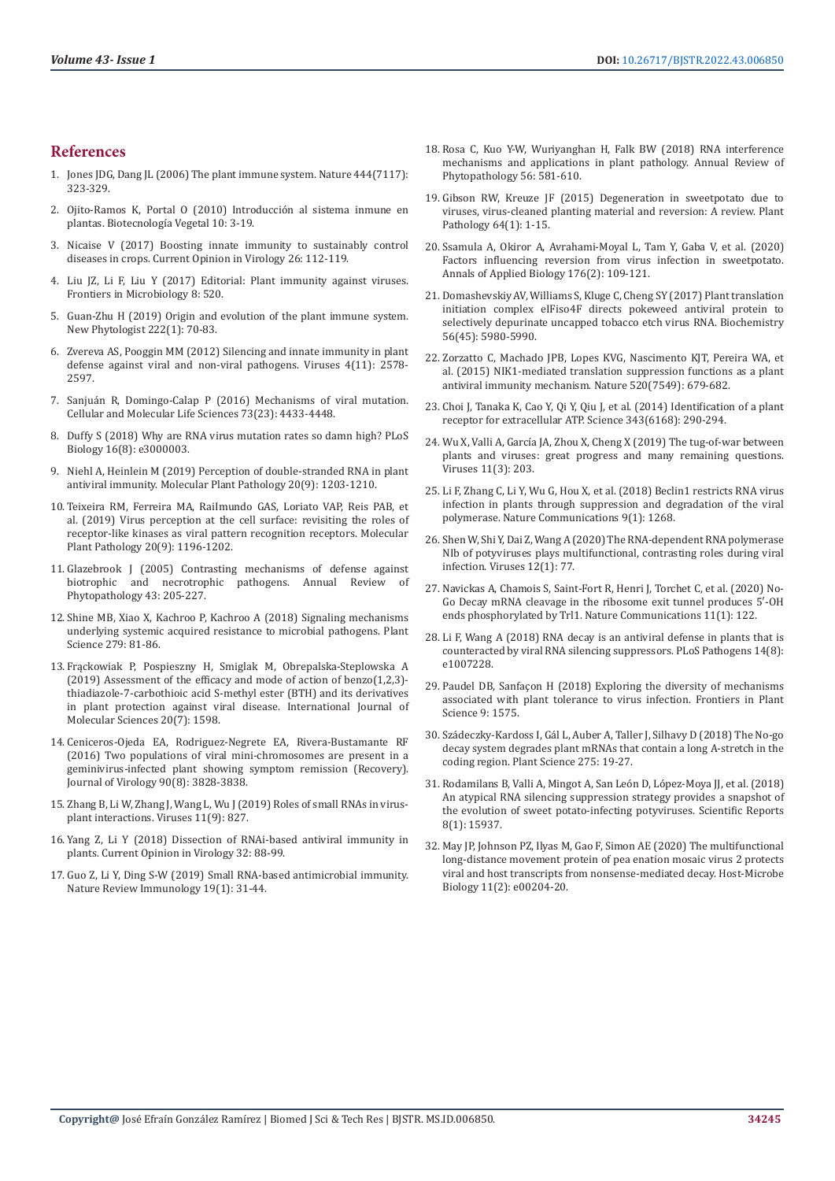## References

1. Jones JDG, Dang JL (2006) The plant immune system. Nature 444(7117): 323-329.
2. Ojito-Ramos K, Portal O (2010) Introducción al sistema inmune en plantas. Biotecnología Vegetal 10: 3-19.
3. Nicaise V (2017) Boosting innate immunity to sustainably control diseases in crops. Current Opinion in Virology 26: 112-119.
4. Liu JZ, Li F, Liu Y (2017) Editorial: Plant immunity against viruses. Frontiers in Microbiology 8: 520.
5. Guan-Zhu H (2019) Origin and evolution of the plant immune system. New Phytologist 222(1): 70-83.
6. Zvereva AS, Pooggin MM (2012) Silencing and innate immunity in plant defense against viral and non-viral pathogens. Viruses 4(11): 2578-2597.
7. Sanjuán R, Domingo-Calap P (2016) Mechanisms of viral mutation. Cellular and Molecular Life Sciences 73(23): 4433-4448.
8. Duffy S (2018) Why are RNA virus mutation rates so damn high? PLoS Biology 16(8): e3000003.
9. Niehl A, Heinlein M (2019) Perception of double-stranded RNA in plant antiviral immunity. Molecular Plant Pathology 20(9): 1203-1210.
10. Teixeira RM, Ferreira MA, RaiImundo GAS, Loriato VAP, Reis PAB, et al. (2019) Virus perception at the cell surface: revisiting the roles of receptor-like kinases as viral pattern recognition receptors. Molecular Plant Pathology 20(9): 1196-1202.
11. Glazebrook J (2005) Contrasting mechanisms of defense against biotrophic and necrotrophic pathogens. Annual Review of Phytopathology 43: 205-227.
12. Shine MB, Xiao X, Kachroo P, Kachroo A (2018) Signaling mechanisms underlying systemic acquired resistance to microbial pathogens. Plant Science 279: 81-86.
13. Frąckowiak P, Pospieszny H, Smiglak M, Obrepalska-Steplowska A (2019) Assessment of the efficacy and mode of action of benzo(1,2,3)-thiadiazole-7-carbothioic acid S-methyl ester (BTH) and its derivatives in plant protection against viral disease. International Journal of Molecular Sciences 20(7): 1598.
14. Ceniceros-Ojeda EA, Rodriguez-Negrete EA, Rivera-Bustamante RF (2016) Two populations of viral mini-chromosomes are present in a geminivirus-infected plant showing symptom remission (Recovery). Journal of Virology 90(8): 3828-3838.
15. Zhang B, Li W, Zhang J, Wang L, Wu J (2019) Roles of small RNAs in virus-plant interactions. Viruses 11(9): 827.
16. Yang Z, Li Y (2018) Dissection of RNAi-based antiviral immunity in plants. Current Opinion in Virology 32: 88-99.
17. Guo Z, Li Y, Ding S-W (2019) Small RNA-based antimicrobial immunity. Nature Review Immunology 19(1): 31-44.
18. Rosa C, Kuo Y-W, Wuriyanghan H, Falk BW (2018) RNA interference mechanisms and applications in plant pathology. Annual Review of Phytopathology 56: 581-610.
19. Gibson RW, Kreuze JF (2015) Degeneration in sweetpotato due to viruses, virus-cleaned planting material and reversion: A review. Plant Pathology 64(1): 1-15.
20. Ssamula A, Okiror A, Avrahami-Moyal L, Tam Y, Gaba V, et al. (2020) Factors influencing reversion from virus infection in sweetpotato. Annals of Applied Biology 176(2): 109-121.
21. Domashevskiy AV, Williams S, Kluge C, Cheng SY (2017) Plant translation initiation complex eIFiso4F directs pokeweed antiviral protein to selectively depurinate uncapped tobacco etch virus RNA. Biochemistry 56(45): 5980-5990.
22. Zorzatto C, Machado JPB, Lopes KVG, Nascimento KJT, Pereira WA, et al. (2015) NIK1-mediated translation suppression functions as a plant antiviral immunity mechanism. Nature 520(7549): 679-682.
23. Choi J, Tanaka K, Cao Y, Qi Y, Qiu J, et al. (2014) Identification of a plant receptor for extracellular ATP. Science 343(6168): 290-294.
24. Wu X, Valli A, García JA, Zhou X, Cheng X (2019) The tug-of-war between plants and viruses: great progress and many remaining questions. Viruses 11(3): 203.
25. Li F, Zhang C, Li Y, Wu G, Hou X, et al. (2018) Beclin1 restricts RNA virus infection in plants through suppression and degradation of the viral polymerase. Nature Communications 9(1): 1268.
26. Shen W, Shi Y, Dai Z, Wang A (2020) The RNA-dependent RNA polymerase NIb of potyviruses plays multifunctional, contrasting roles during viral infection. Viruses 12(1): 77.
27. Navickas A, Chamois S, Saint-Fort R, Henri J, Torchet C, et al. (2020) No-Go Decay mRNA cleavage in the ribosome exit tunnel produces 5′-OH ends phosphorylated by Trl1. Nature Communications 11(1): 122.
28. Li F, Wang A (2018) RNA decay is an antiviral defense in plants that is counteracted by viral RNA silencing suppressors. PLoS Pathogens 14(8): e1007228.
29. Paudel DB, Sanfaçon H (2018) Exploring the diversity of mechanisms associated with plant tolerance to virus infection. Frontiers in Plant Science 9: 1575.
30. Szádeczky-Kardoss I, Gál L, Auber A, Taller J, Silhavy D (2018) The No-go decay system degrades plant mRNAs that contain a long A-stretch in the coding region. Plant Science 275: 19-27.
31. Rodamilans B, Valli A, Mingot A, San León D, López-Moya JJ, et al. (2018) An atypical RNA silencing suppression strategy provides a snapshot of the evolution of sweet potato-infecting potyviruses. Scientific Reports 8(1): 15937.
32. May JP, Johnson PZ, Ilyas M, Gao F, Simon AE (2020) The multifunctional long-distance movement protein of pea enation mosaic virus 2 protects viral and host transcripts from nonsense-mediated decay. Host-Microbe Biology 11(2): e00204-20.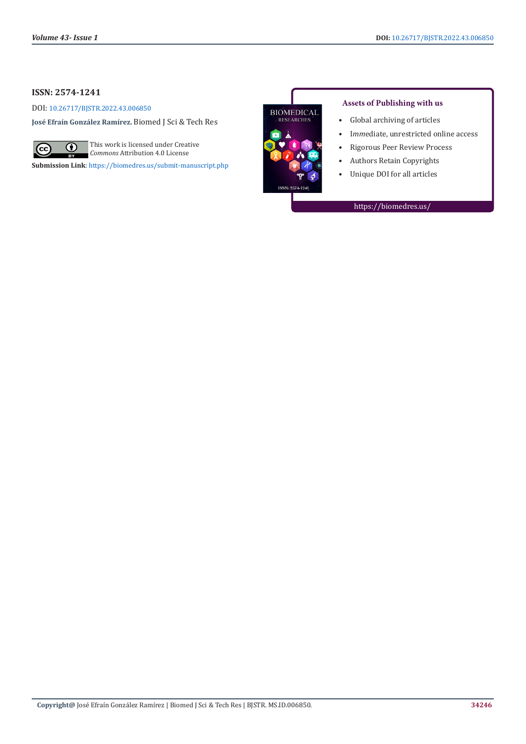**ISSN: 2574-1241**

DOI: 10.26717/BJSTR.2022.43.006850

**José Efraín González Ramírez.** Biomed J Sci & Tech Res

This work is licensed under Creative *Commons* Attribution 4.0 License

**Submission Link**: https://biomedres.us/submit-manuscript.php

### Assets of Publishing with us

- Global archiving of articles
- Immediate, unrestricted online access
- Rigorous Peer Review Process
- Authors Retain Copyrights
- Unique DOI for all articles

https://biomedres.us/